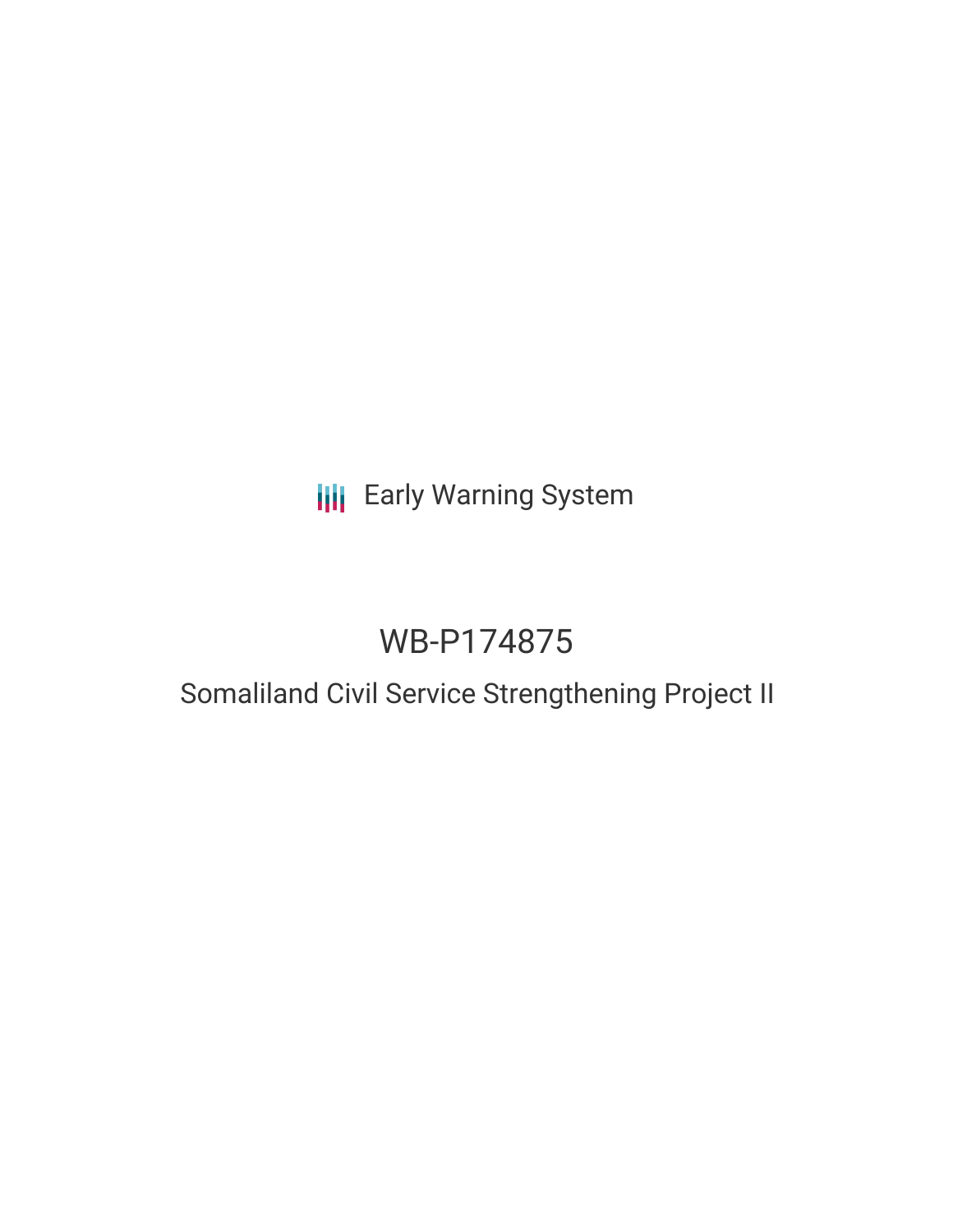Early Warning System

# WB-P174875

## Somaliland Civil Service Strengthening Project II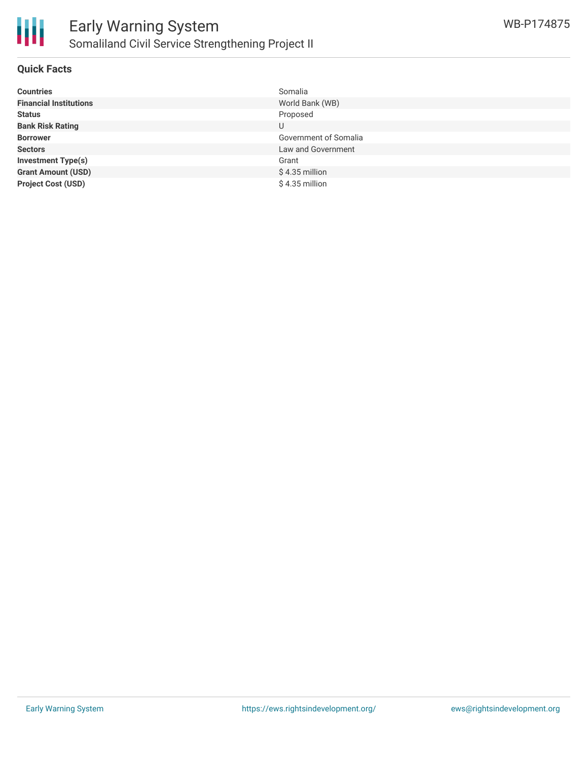## Quick Facts

| | |
|---|---|
| **Countries** | Somalia |
| **Financial Institutions** | World Bank (WB) |
| **Status** | Proposed |
| **Bank Risk Rating** | U |
| **Borrower** | Government of Somalia |
| **Sectors** | Law and Government |
| **Investment Type(s)** | Grant |
| **Grant Amount (USD)** | $ 4.35 million |
| **Project Cost (USD)** | $ 4.35 million |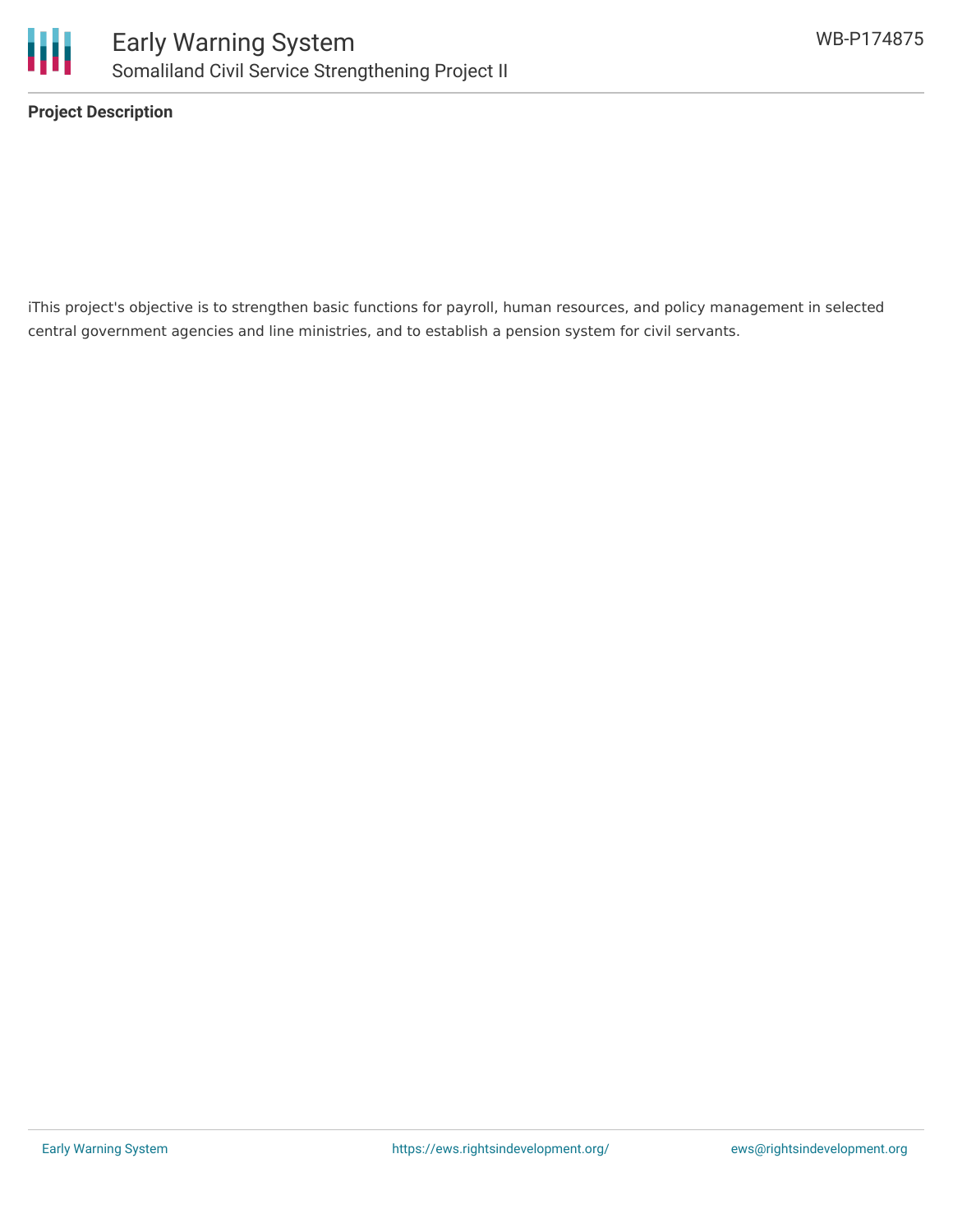**Project Description**

iThis project's objective is to strengthen basic functions for payroll, human resources, and policy management in selected central government agencies and line ministries, and to establish a pension system for civil servants.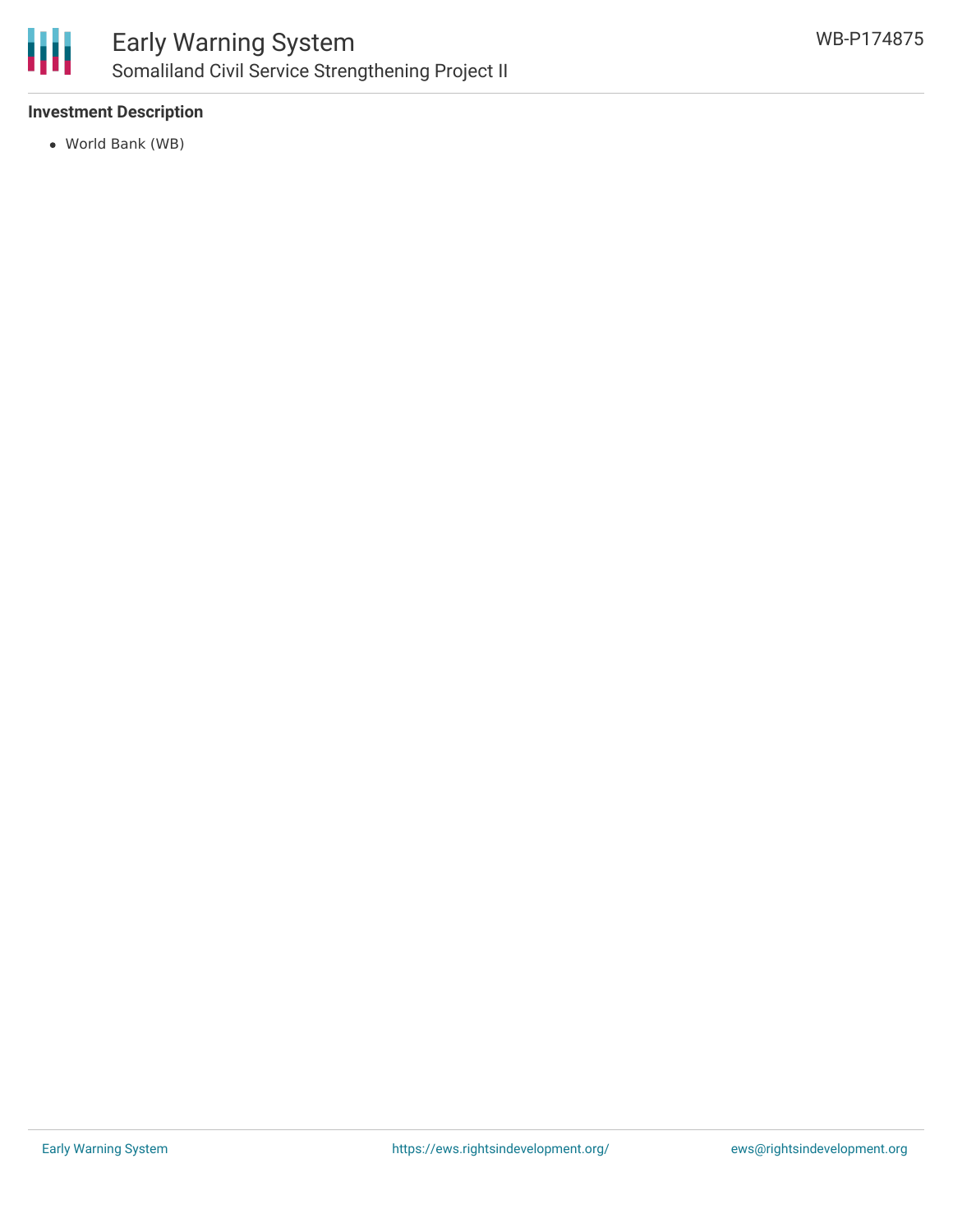**Investment Description**

- World Bank (WB)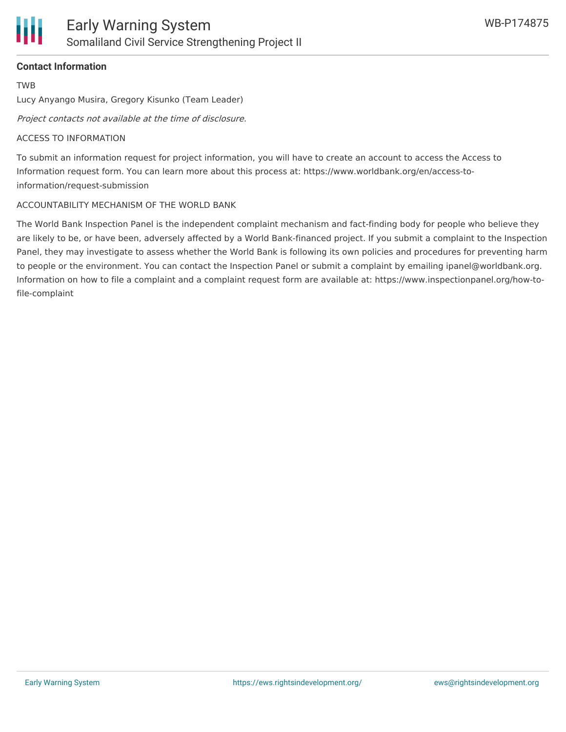**Contact Information**

TWB

Lucy Anyango Musira, Gregory Kisunko (Team Leader)

*Project contacts not available at the time of disclosure.*

ACCESS TO INFORMATION

To submit an information request for project information, you will have to create an account to access the Access to Information request form. You can learn more about this process at: https://www.worldbank.org/en/access-to-information/request-submission

ACCOUNTABILITY MECHANISM OF THE WORLD BANK

The World Bank Inspection Panel is the independent complaint mechanism and fact-finding body for people who believe they are likely to be, or have been, adversely affected by a World Bank-financed project. If you submit a complaint to the Inspection Panel, they may investigate to assess whether the World Bank is following its own policies and procedures for preventing harm to people or the environment. You can contact the Inspection Panel or submit a complaint by emailing ipanel@worldbank.org. Information on how to file a complaint and a complaint request form are available at: https://www.inspectionpanel.org/how-to-file-complaint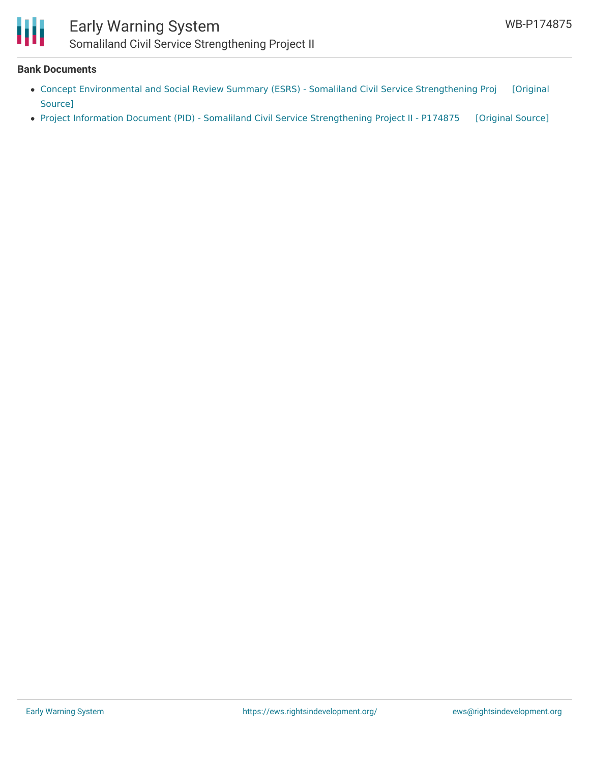## Bank Documents

- Concept Environmental and Social Review Summary (ESRS) - Somaliland Civil Service Strengthening Proj [Original Source]
- Project Information Document (PID) - Somaliland Civil Service Strengthening Project II - P174875 [Original Source]